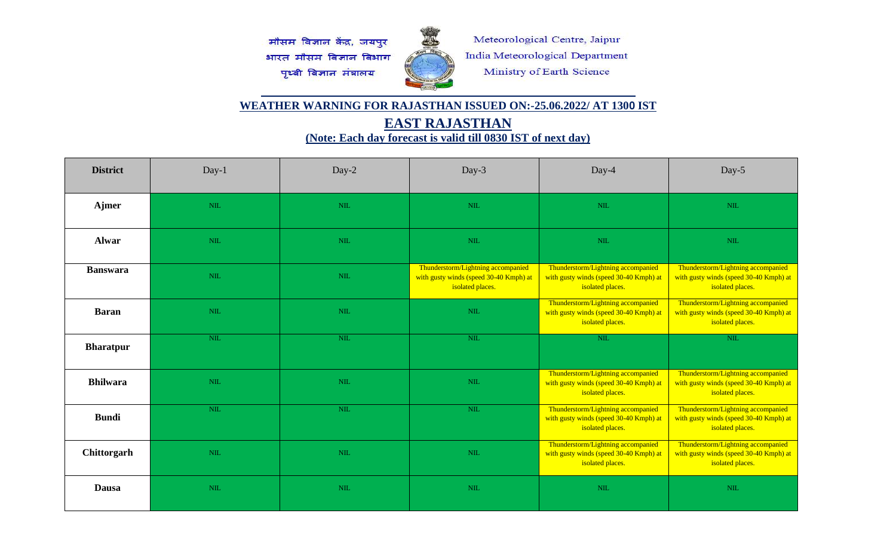मौसम विज्ञान केंद्र, जयपुर
भारत मौसम विज्ञान विभाग
पृथ्वी विज्ञान मंत्रालय

Meteorological Centre, Jaipur
India Meteorological Department
Ministry of Earth Science

## WEATHER WARNING FOR RAJASTHAN ISSUED ON:-25.06.2022/ AT 1300 IST

## EAST RAJASTHAN

**(Note: Each day forecast is valid till 0830 IST of next day)**

| District | Day-1 | Day-2 | Day-3 | Day-4 | Day-5 |
|---|---|---|---|---|---|
| **Ajmer** | NIL | NIL | NIL | NIL | NIL |
| **Alwar** | NIL | NIL | NIL | NIL | NIL |
| **Banswara** | NIL | NIL | Thunderstorm/Lightning accompanied with gusty winds (speed 30-40 Kmph) at isolated places. | Thunderstorm/Lightning accompanied with gusty winds (speed 30-40 Kmph) at isolated places. | Thunderstorm/Lightning accompanied with gusty winds (speed 30-40 Kmph) at isolated places. |
| **Baran** | NIL | NIL | NIL | Thunderstorm/Lightning accompanied with gusty winds (speed 30-40 Kmph) at isolated places. | Thunderstorm/Lightning accompanied with gusty winds (speed 30-40 Kmph) at isolated places. |
| **Bharatpur** | NIL | NIL | NIL | NIL | NIL |
| **Bhilwara** | NIL | NIL | NIL | Thunderstorm/Lightning accompanied with gusty winds (speed 30-40 Kmph) at isolated places. | Thunderstorm/Lightning accompanied with gusty winds (speed 30-40 Kmph) at isolated places. |
| **Bundi** | NIL | NIL | NIL | Thunderstorm/Lightning accompanied with gusty winds (speed 30-40 Kmph) at isolated places. | Thunderstorm/Lightning accompanied with gusty winds (speed 30-40 Kmph) at isolated places. |
| **Chittorgarh** | NIL | NIL | NIL | Thunderstorm/Lightning accompanied with gusty winds (speed 30-40 Kmph) at isolated places. | Thunderstorm/Lightning accompanied with gusty winds (speed 30-40 Kmph) at isolated places. |
| **Dausa** | NIL | NIL | NIL | NIL | NIL |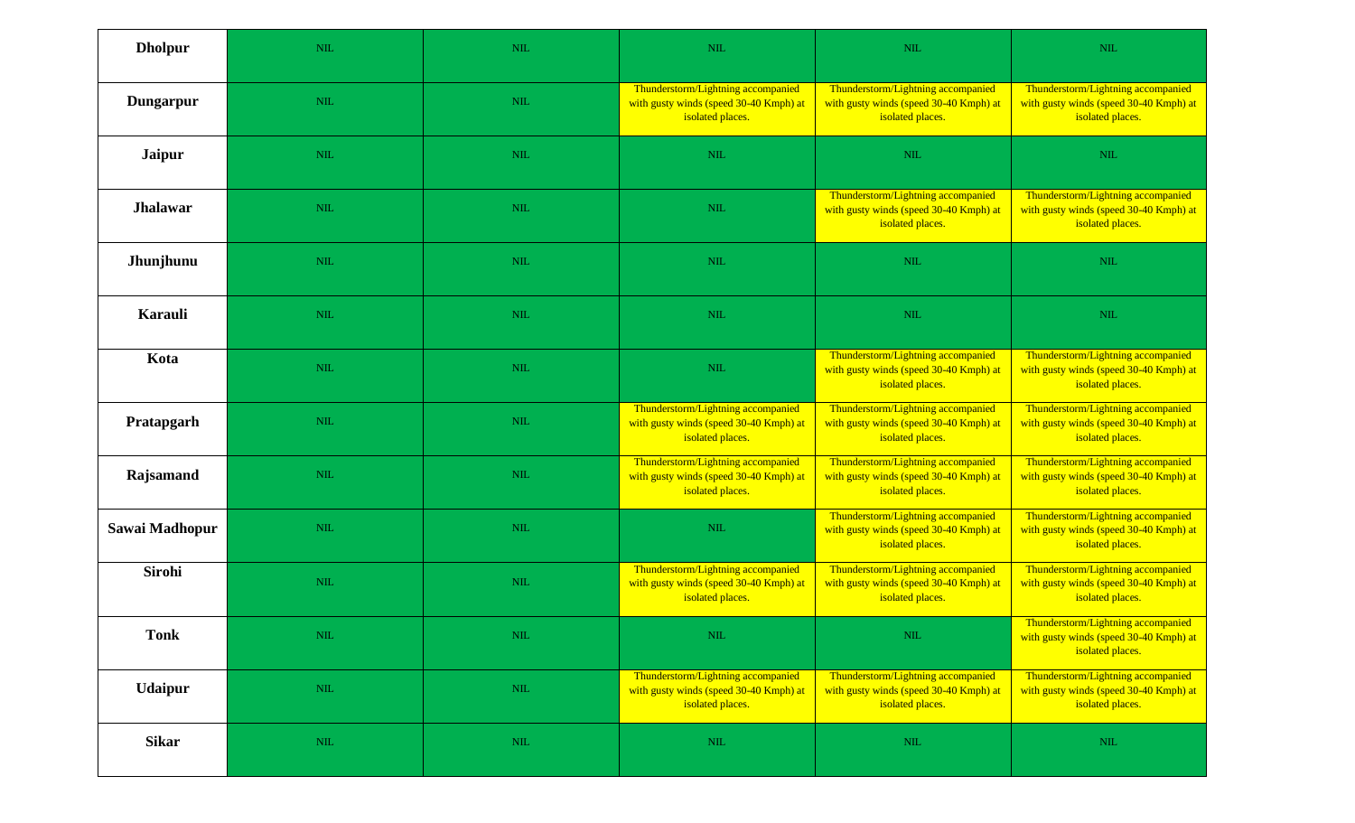| Dholpur | NIL | NIL | NIL | NIL | NIL |
|---|---|---|---|---|---|
| Dungarpur | NIL | NIL | Thunderstorm/Lightning accompanied with gusty winds (speed 30-40 Kmph) at isolated places. | Thunderstorm/Lightning accompanied with gusty winds (speed 30-40 Kmph) at isolated places. | Thunderstorm/Lightning accompanied with gusty winds (speed 30-40 Kmph) at isolated places. |
| Jaipur | NIL | NIL | NIL | NIL | NIL |
| Jhalawar | NIL | NIL | NIL | Thunderstorm/Lightning accompanied with gusty winds (speed 30-40 Kmph) at isolated places. | Thunderstorm/Lightning accompanied with gusty winds (speed 30-40 Kmph) at isolated places. |
| Jhunjhunu | NIL | NIL | NIL | NIL | NIL |
| Karauli | NIL | NIL | NIL | NIL | NIL |
| Kota | NIL | NIL | NIL | Thunderstorm/Lightning accompanied with gusty winds (speed 30-40 Kmph) at isolated places. | Thunderstorm/Lightning accompanied with gusty winds (speed 30-40 Kmph) at isolated places. |
| Pratapgarh | NIL | NIL | Thunderstorm/Lightning accompanied with gusty winds (speed 30-40 Kmph) at isolated places. | Thunderstorm/Lightning accompanied with gusty winds (speed 30-40 Kmph) at isolated places. | Thunderstorm/Lightning accompanied with gusty winds (speed 30-40 Kmph) at isolated places. |
| Rajsamand | NIL | NIL | Thunderstorm/Lightning accompanied with gusty winds (speed 30-40 Kmph) at isolated places. | Thunderstorm/Lightning accompanied with gusty winds (speed 30-40 Kmph) at isolated places. | Thunderstorm/Lightning accompanied with gusty winds (speed 30-40 Kmph) at isolated places. |
| Sawai Madhopur | NIL | NIL | NIL | Thunderstorm/Lightning accompanied with gusty winds (speed 30-40 Kmph) at isolated places. | Thunderstorm/Lightning accompanied with gusty winds (speed 30-40 Kmph) at isolated places. |
| Sirohi | NIL | NIL | Thunderstorm/Lightning accompanied with gusty winds (speed 30-40 Kmph) at isolated places. | Thunderstorm/Lightning accompanied with gusty winds (speed 30-40 Kmph) at isolated places. | Thunderstorm/Lightning accompanied with gusty winds (speed 30-40 Kmph) at isolated places. |
| Tonk | NIL | NIL | NIL | NIL | Thunderstorm/Lightning accompanied with gusty winds (speed 30-40 Kmph) at isolated places. |
| Udaipur | NIL | NIL | Thunderstorm/Lightning accompanied with gusty winds (speed 30-40 Kmph) at isolated places. | Thunderstorm/Lightning accompanied with gusty winds (speed 30-40 Kmph) at isolated places. | Thunderstorm/Lightning accompanied with gusty winds (speed 30-40 Kmph) at isolated places. |
| Sikar | NIL | NIL | NIL | NIL | NIL |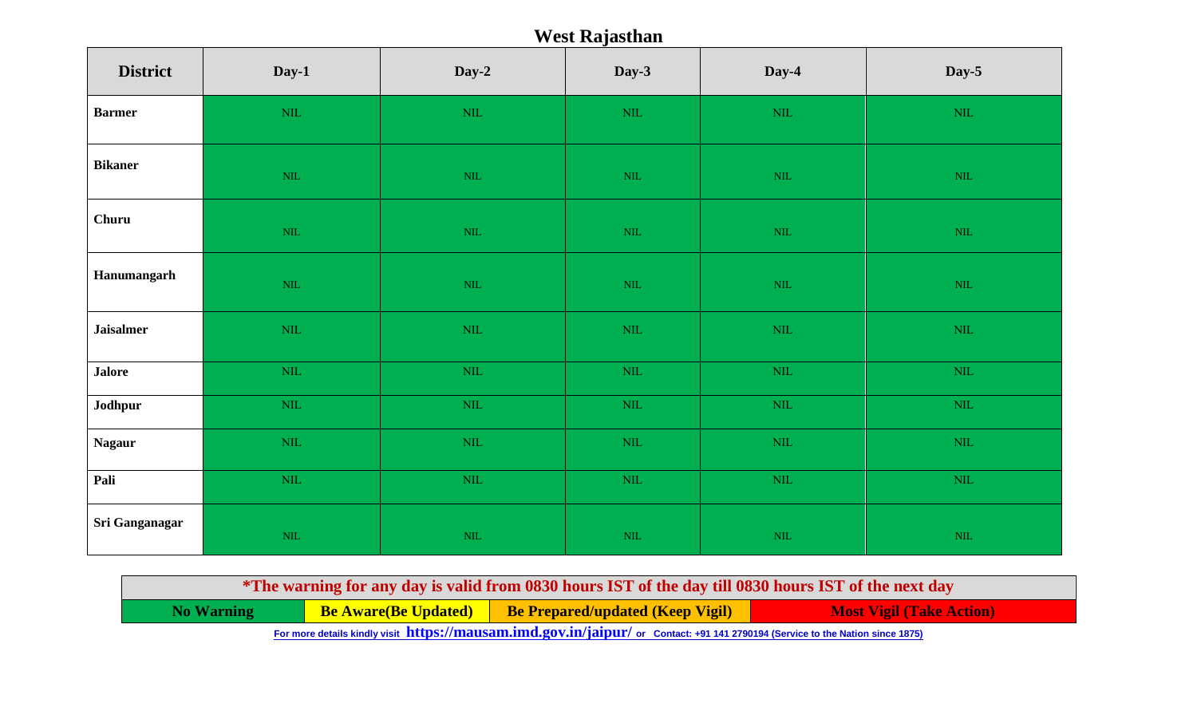## West Rajasthan

| District | Day-1 | Day-2 | Day-3 | Day-4 | Day-5 |
|---|---|---|---|---|---|
| **Barmer** | NIL | NIL | NIL | NIL | NIL |
| **Bikaner** | NIL | NIL | NIL | NIL | NIL |
| **Churu** | NIL | NIL | NIL | NIL | NIL |
| **Hanumangarh** | NIL | NIL | NIL | NIL | NIL |
| **Jaisalmer** | NIL | NIL | NIL | NIL | NIL |
| **Jalore** | NIL | NIL | NIL | NIL | NIL |
| **Jodhpur** | NIL | NIL | NIL | NIL | NIL |
| **Nagaur** | NIL | NIL | NIL | NIL | NIL |
| **Pali** | NIL | NIL | NIL | NIL | NIL |
| **Sri Ganganagar** | NIL | NIL | NIL | NIL | NIL |

| *The warning for any day is valid from 0830 hours IST of the day till 0830 hours IST of the next day | | | |
|---|---|---|---|
| No Warning | Be Aware(Be Updated) | Be Prepared/updated (Keep Vigil) | Most Vigil (Take Action) |

For more details kindly visit **https://mausam.imd.gov.in/jaipur/** or Contact: +91 141 2790194 (Service to the Nation since 1875)